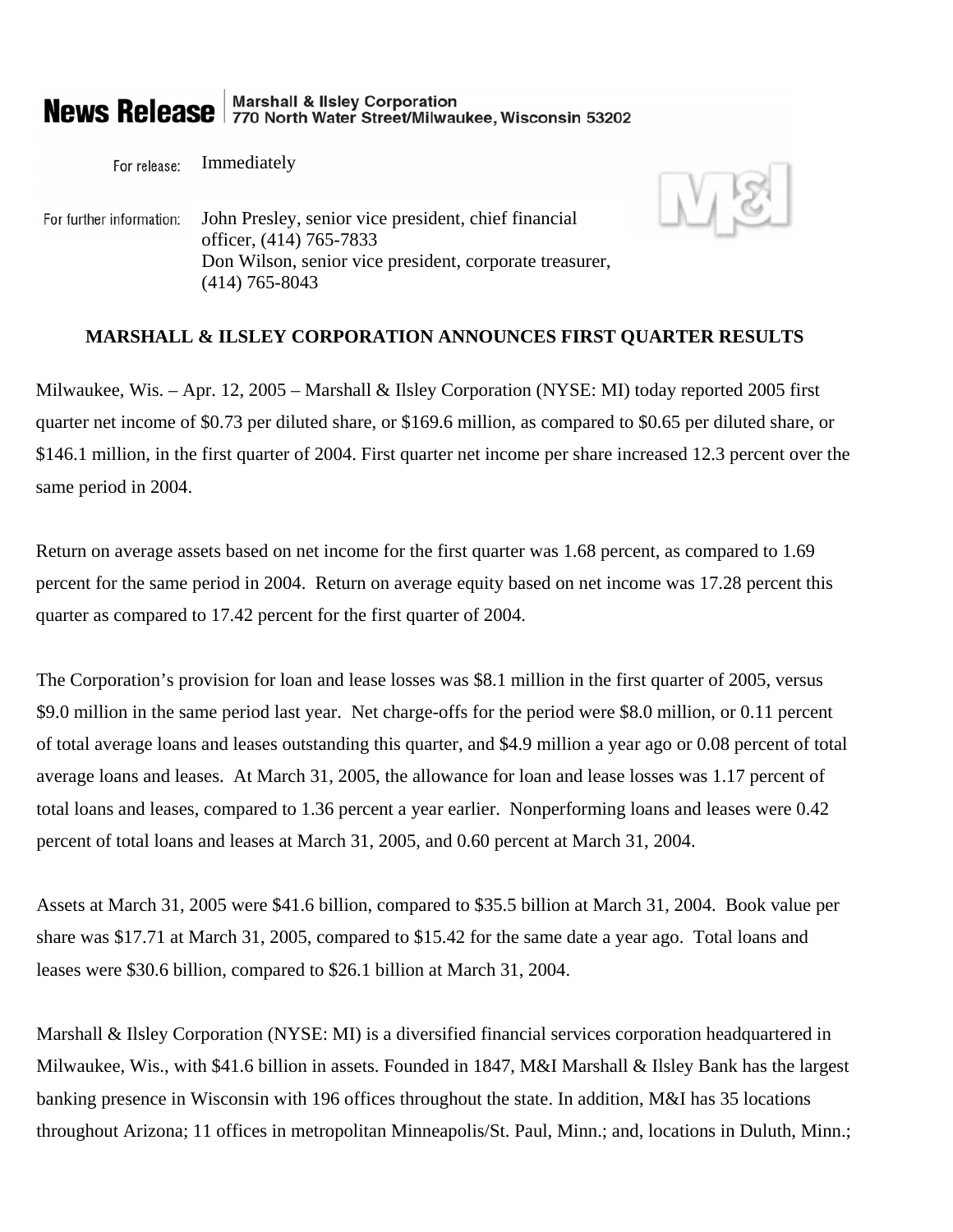**News Release** | Marshall & Ilsley Corporation
770 North Water Street/Milwaukee, Wisconsin 53202

For release: Immediately

For further information: John Presley, senior vice president, chief financial officer, (414) 765-7833
Don Wilson, senior vice president, corporate treasurer, (414) 765-8043

**MARSHALL & ILSLEY CORPORATION ANNOUNCES FIRST QUARTER RESULTS**

Milwaukee, Wis. – Apr. 12, 2005 – Marshall & Ilsley Corporation (NYSE: MI) today reported 2005 first quarter net income of $0.73 per diluted share, or $169.6 million, as compared to $0.65 per diluted share, or $146.1 million, in the first quarter of 2004. First quarter net income per share increased 12.3 percent over the same period in 2004.

Return on average assets based on net income for the first quarter was 1.68 percent, as compared to 1.69 percent for the same period in 2004. Return on average equity based on net income was 17.28 percent this quarter as compared to 17.42 percent for the first quarter of 2004.

The Corporation's provision for loan and lease losses was $8.1 million in the first quarter of 2005, versus $9.0 million in the same period last year. Net charge-offs for the period were $8.0 million, or 0.11 percent of total average loans and leases outstanding this quarter, and $4.9 million a year ago or 0.08 percent of total average loans and leases. At March 31, 2005, the allowance for loan and lease losses was 1.17 percent of total loans and leases, compared to 1.36 percent a year earlier. Nonperforming loans and leases were 0.42 percent of total loans and leases at March 31, 2005, and 0.60 percent at March 31, 2004.

Assets at March 31, 2005 were $41.6 billion, compared to $35.5 billion at March 31, 2004. Book value per share was $17.71 at March 31, 2005, compared to $15.42 for the same date a year ago. Total loans and leases were $30.6 billion, compared to $26.1 billion at March 31, 2004.

Marshall & Ilsley Corporation (NYSE: MI) is a diversified financial services corporation headquartered in Milwaukee, Wis., with $41.6 billion in assets. Founded in 1847, M&I Marshall & Ilsley Bank has the largest banking presence in Wisconsin with 196 offices throughout the state. In addition, M&I has 35 locations throughout Arizona; 11 offices in metropolitan Minneapolis/St. Paul, Minn.; and, locations in Duluth, Minn.;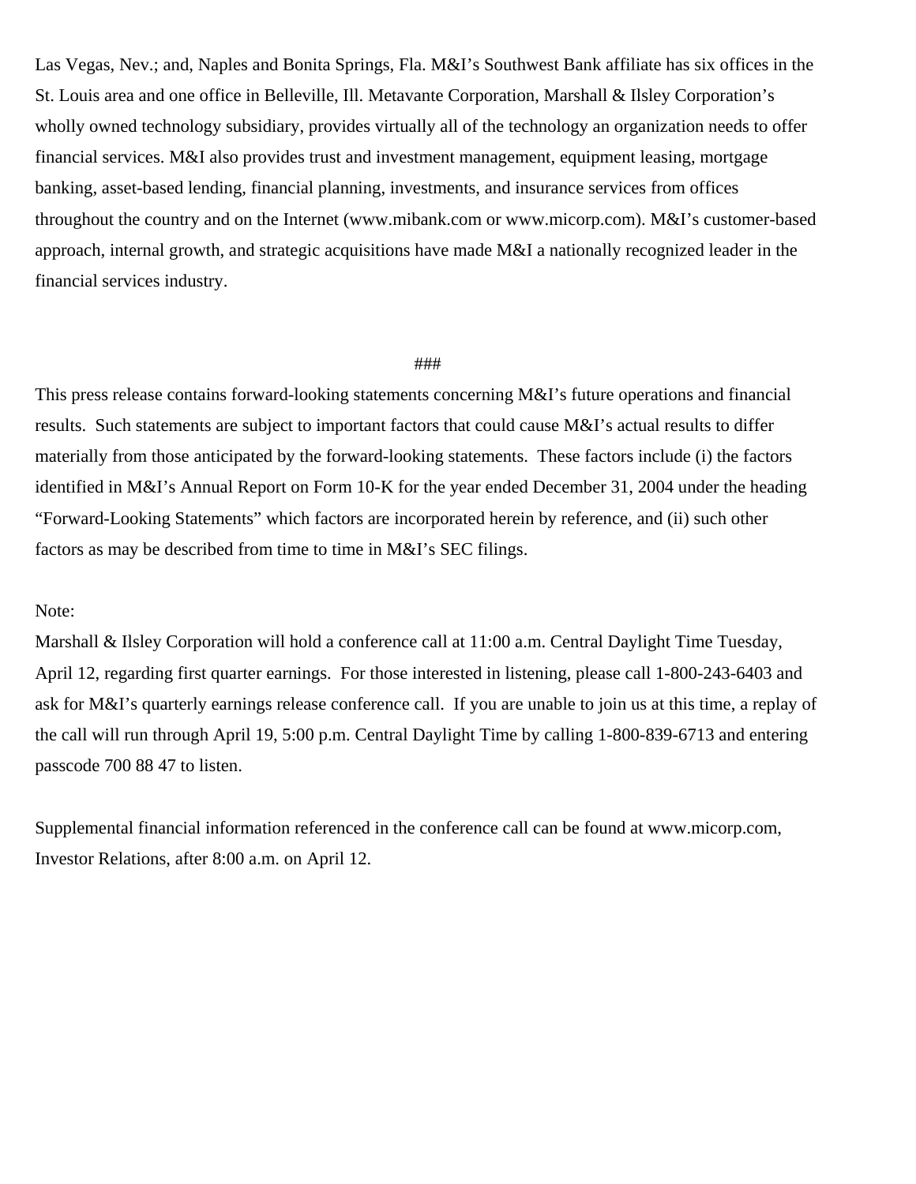Las Vegas, Nev.; and, Naples and Bonita Springs, Fla. M&I's Southwest Bank affiliate has six offices in the St. Louis area and one office in Belleville, Ill. Metavante Corporation, Marshall & Ilsley Corporation's wholly owned technology subsidiary, provides virtually all of the technology an organization needs to offer financial services. M&I also provides trust and investment management, equipment leasing, mortgage banking, asset-based lending, financial planning, investments, and insurance services from offices throughout the country and on the Internet (www.mibank.com or www.micorp.com). M&I's customer-based approach, internal growth, and strategic acquisitions have made M&I a nationally recognized leader in the financial services industry.

###

This press release contains forward-looking statements concerning M&I's future operations and financial results. Such statements are subject to important factors that could cause M&I's actual results to differ materially from those anticipated by the forward-looking statements. These factors include (i) the factors identified in M&I's Annual Report on Form 10-K for the year ended December 31, 2004 under the heading "Forward-Looking Statements" which factors are incorporated herein by reference, and (ii) such other factors as may be described from time to time in M&I's SEC filings.

Note:

Marshall & Ilsley Corporation will hold a conference call at 11:00 a.m. Central Daylight Time Tuesday, April 12, regarding first quarter earnings. For those interested in listening, please call 1-800-243-6403 and ask for M&I's quarterly earnings release conference call. If you are unable to join us at this time, a replay of the call will run through April 19, 5:00 p.m. Central Daylight Time by calling 1-800-839-6713 and entering passcode 700 88 47 to listen.

Supplemental financial information referenced in the conference call can be found at www.micorp.com, Investor Relations, after 8:00 a.m. on April 12.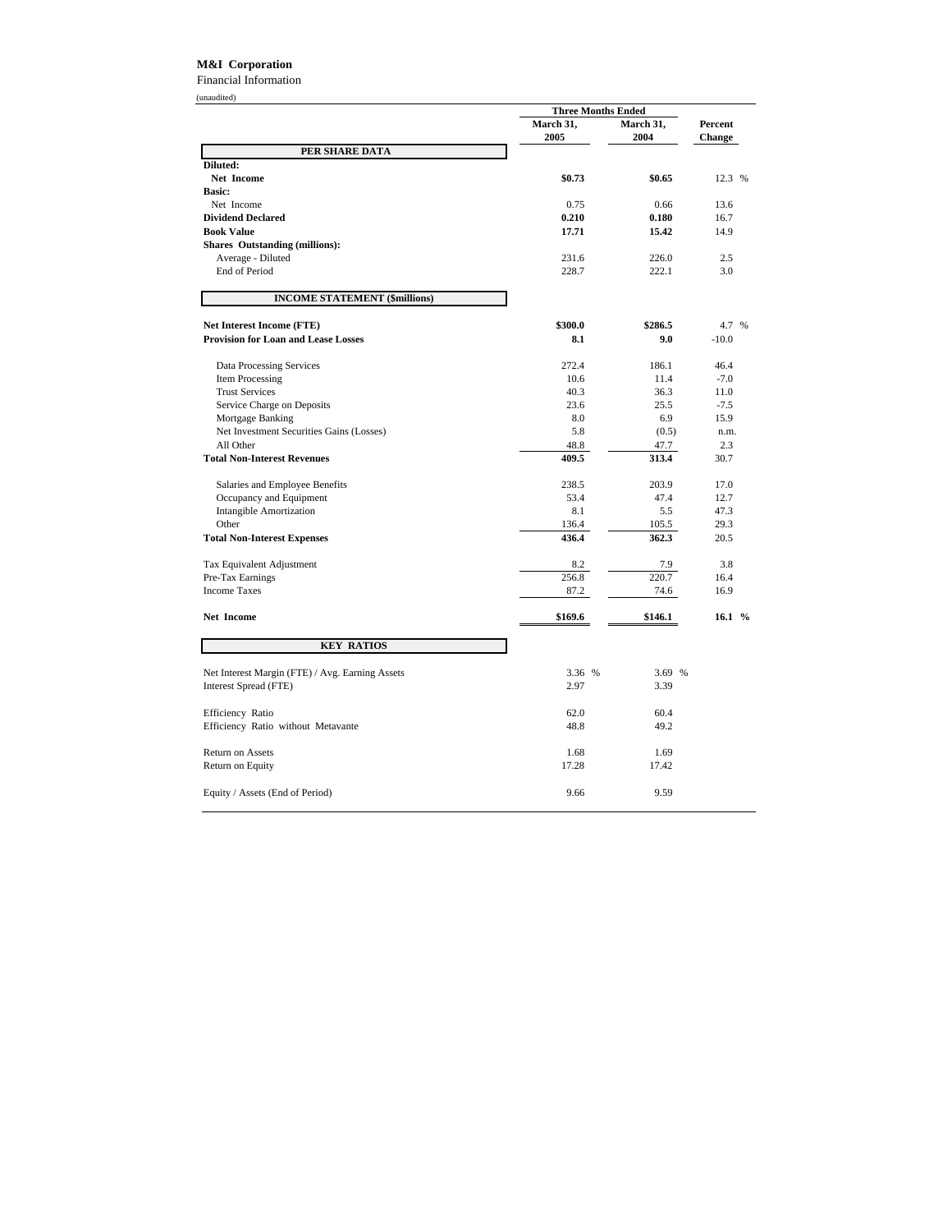**M&I Corporation**

Financial Information

(unaudited)

| | Three Months Ended | | |
|---|---|---|---|
| | **March 31, 2005** | **March 31, 2004** | **Percent Change** |
| **PER SHARE DATA** | | | |
| **Diluted:** | | | |
| **Net Income** | **$0.73** | **$0.65** | 12.3 % |
| **Basic:** | | | |
| Net Income | 0.75 | 0.66 | 13.6 |
| **Dividend Declared** | **0.210** | **0.180** | 16.7 |
| **Book Value** | **17.71** | **15.42** | 14.9 |
| **Shares Outstanding (millions):** | | | |
| Average - Diluted | 231.6 | 226.0 | 2.5 |
| End of Period | 228.7 | 222.1 | 3.0 |
| **INCOME STATEMENT ($millions)** | | | |
| **Net Interest Income (FTE)** | **$300.0** | **$286.5** | 4.7 % |
| **Provision for Loan and Lease Losses** | **8.1** | **9.0** | -10.0 |
| Data Processing Services | 272.4 | 186.1 | 46.4 |
| Item Processing | 10.6 | 11.4 | -7.0 |
| Trust Services | 40.3 | 36.3 | 11.0 |
| Service Charge on Deposits | 23.6 | 25.5 | -7.5 |
| Mortgage Banking | 8.0 | 6.9 | 15.9 |
| Net Investment Securities Gains (Losses) | 5.8 | (0.5) | n.m. |
| All Other | 48.8 | 47.7 | 2.3 |
| **Total Non-Interest Revenues** | **409.5** | **313.4** | 30.7 |
| Salaries and Employee Benefits | 238.5 | 203.9 | 17.0 |
| Occupancy and Equipment | 53.4 | 47.4 | 12.7 |
| Intangible Amortization | 8.1 | 5.5 | 47.3 |
| Other | 136.4 | 105.5 | 29.3 |
| **Total Non-Interest Expenses** | **436.4** | **362.3** | 20.5 |
| Tax Equivalent Adjustment | 8.2 | 7.9 | 3.8 |
| Pre-Tax Earnings | 256.8 | 220.7 | 16.4 |
| Income Taxes | 87.2 | 74.6 | 16.9 |
| **Net Income** | **$169.6** | **$146.1** | **16.1 %** |
| **KEY RATIOS** | | | |
| Net Interest Margin (FTE) / Avg. Earning Assets | 3.36 % | 3.69 % | |
| Interest Spread (FTE) | 2.97 | 3.39 | |
| Efficiency Ratio | 62.0 | 60.4 | |
| Efficiency Ratio without Metavante | 48.8 | 49.2 | |
| Return on Assets | 1.68 | 1.69 | |
| Return on Equity | 17.28 | 17.42 | |
| Equity / Assets (End of Period) | 9.66 | 9.59 | |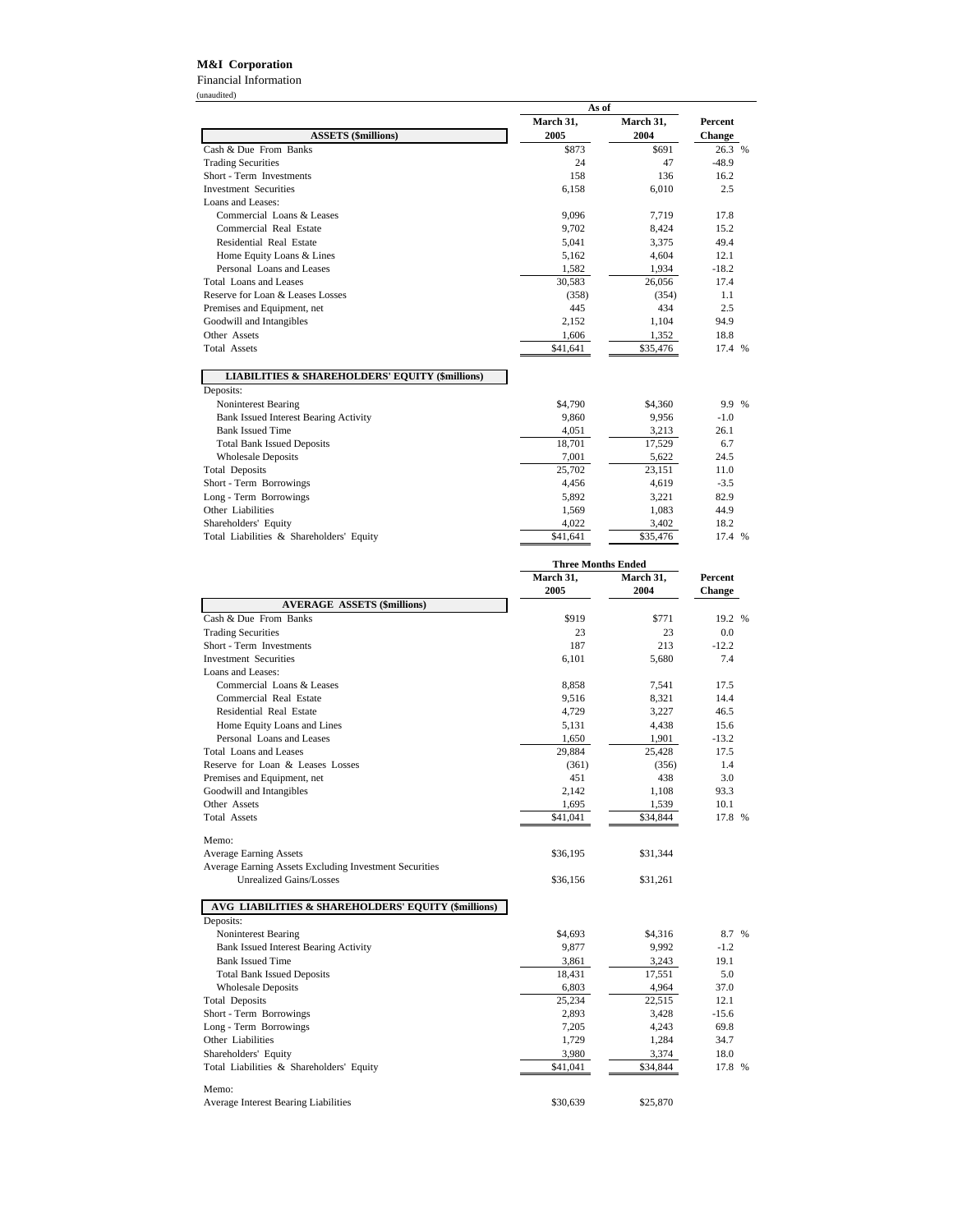**M&I Corporation**

Financial Information

(unaudited)

| ASSETS ($millions) | As of March 31, 2005 | As of March 31, 2004 | Percent Change |
|---|---|---|---|
| Cash & Due From Banks | $873 | $691 | 26.3 % |
| Trading Securities | 24 | 47 | -48.9 |
| Short - Term Investments | 158 | 136 | 16.2 |
| Investment Securities | 6,158 | 6,010 | 2.5 |
| Loans and Leases: | | | |
| Commercial Loans & Leases | 9,096 | 7,719 | 17.8 |
| Commercial Real Estate | 9,702 | 8,424 | 15.2 |
| Residential Real Estate | 5,041 | 3,375 | 49.4 |
| Home Equity Loans & Lines | 5,162 | 4,604 | 12.1 |
| Personal Loans and Leases | 1,582 | 1,934 | -18.2 |
| Total Loans and Leases | 30,583 | 26,056 | 17.4 |
| Reserve for Loan & Leases Losses | (358) | (354) | 1.1 |
| Premises and Equipment, net | 445 | 434 | 2.5 |
| Goodwill and Intangibles | 2,152 | 1,104 | 94.9 |
| Other Assets | 1,606 | 1,352 | 18.8 |
| Total Assets | $41,641 | $35,476 | 17.4 % |

| LIABILITIES & SHAREHOLDERS' EQUITY ($millions) | As of March 31, 2005 | As of March 31, 2004 | Percent Change |
|---|---|---|---|
| Deposits: | | | |
| Noninterest Bearing | $4,790 | $4,360 | 9.9 % |
| Bank Issued Interest Bearing Activity | 9,860 | 9,956 | -1.0 |
| Bank Issued Time | 4,051 | 3,213 | 26.1 |
| Total Bank Issued Deposits | 18,701 | 17,529 | 6.7 |
| Wholesale Deposits | 7,001 | 5,622 | 24.5 |
| Total Deposits | 25,702 | 23,151 | 11.0 |
| Short - Term Borrowings | 4,456 | 4,619 | -3.5 |
| Long - Term Borrowings | 5,892 | 3,221 | 82.9 |
| Other Liabilities | 1,569 | 1,083 | 44.9 |
| Shareholders' Equity | 4,022 | 3,402 | 18.2 |
| Total Liabilities & Shareholders' Equity | $41,641 | $35,476 | 17.4 % |

| AVERAGE ASSETS ($millions) | Three Months Ended March 31, 2005 | Three Months Ended March 31, 2004 | Percent Change |
|---|---|---|---|
| Cash & Due From Banks | $919 | $771 | 19.2 % |
| Trading Securities | 23 | 23 | 0.0 |
| Short - Term Investments | 187 | 213 | -12.2 |
| Investment Securities | 6,101 | 5,680 | 7.4 |
| Loans and Leases: | | | |
| Commercial Loans & Leases | 8,858 | 7,541 | 17.5 |
| Commercial Real Estate | 9,516 | 8,321 | 14.4 |
| Residential Real Estate | 4,729 | 3,227 | 46.5 |
| Home Equity Loans and Lines | 5,131 | 4,438 | 15.6 |
| Personal Loans and Leases | 1,650 | 1,901 | -13.2 |
| Total Loans and Leases | 29,884 | 25,428 | 17.5 |
| Reserve for Loan & Leases Losses | (361) | (356) | 1.4 |
| Premises and Equipment, net | 451 | 438 | 3.0 |
| Goodwill and Intangibles | 2,142 | 1,108 | 93.3 |
| Other Assets | 1,695 | 1,539 | 10.1 |
| Total Assets | $41,041 | $34,844 | 17.8 % |
| Memo: | | | |
| Average Earning Assets | $36,195 | $31,344 | |
| Average Earning Assets Excluding Investment Securities Unrealized Gains/Losses | $36,156 | $31,261 | |

| AVG LIABILITIES & SHAREHOLDERS' EQUITY ($millions) | Three Months Ended March 31, 2005 | Three Months Ended March 31, 2004 | Percent Change |
|---|---|---|---|
| Deposits: | | | |
| Noninterest Bearing | $4,693 | $4,316 | 8.7 % |
| Bank Issued Interest Bearing Activity | 9,877 | 9,992 | -1.2 |
| Bank Issued Time | 3,861 | 3,243 | 19.1 |
| Total Bank Issued Deposits | 18,431 | 17,551 | 5.0 |
| Wholesale Deposits | 6,803 | 4,964 | 37.0 |
| Total Deposits | 25,234 | 22,515 | 12.1 |
| Short - Term Borrowings | 2,893 | 3,428 | -15.6 |
| Long - Term Borrowings | 7,205 | 4,243 | 69.8 |
| Other Liabilities | 1,729 | 1,284 | 34.7 |
| Shareholders' Equity | 3,980 | 3,374 | 18.0 |
| Total Liabilities & Shareholders' Equity | $41,041 | $34,844 | 17.8 % |
| Memo: | | | |
| Average Interest Bearing Liabilities | $30,639 | $25,870 | |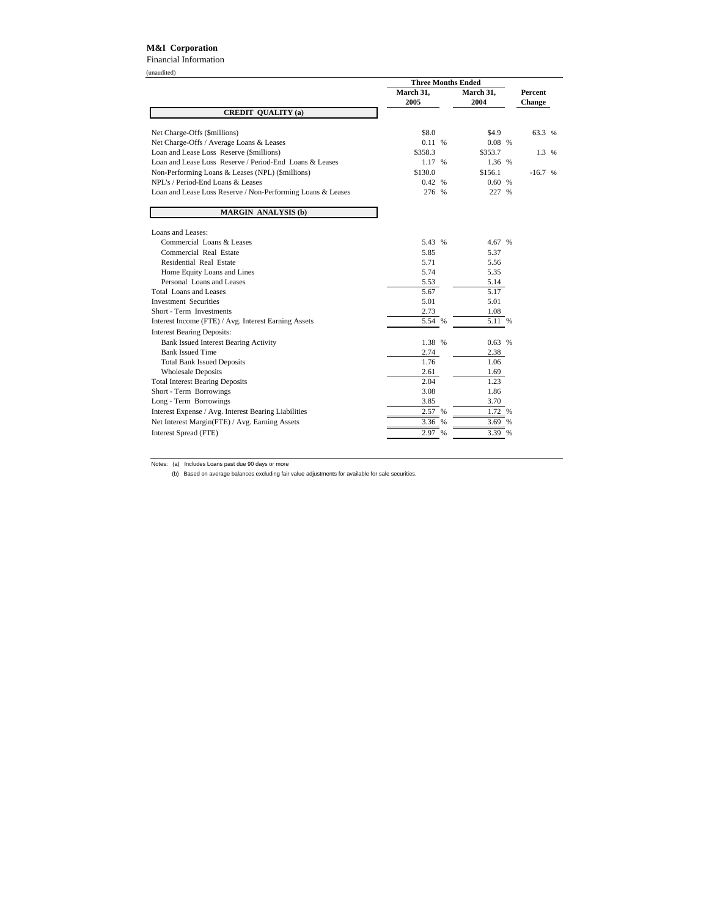**M&I Corporation**

Financial Information

(unaudited)

| | Three Months Ended | | |
|---|---|---|---|
| | March 31, 2005 | March 31, 2004 | Percent Change |
| **CREDIT QUALITY (a)** | | | |
| Net Charge-Offs ($millions) | $8.0 | $4.9 | 63.3 % |
| Net Charge-Offs / Average Loans & Leases | 0.11 % | 0.08 % | |
| Loan and Lease Loss Reserve ($millions) | $358.3 | $353.7 | 1.3 % |
| Loan and Lease Loss Reserve / Period-End Loans & Leases | 1.17 % | 1.36 % | |
| Non-Performing Loans & Leases (NPL) ($millions) | $130.0 | $156.1 | -16.7 % |
| NPL's / Period-End Loans & Leases | 0.42 % | 0.60 % | |
| Loan and Lease Loss Reserve / Non-Performing Loans & Leases | 276 % | 227 % | |
| **MARGIN ANALYSIS (b)** | | | |
| Loans and Leases: | | | |
| Commercial Loans & Leases | 5.43 % | 4.67 % | |
| Commercial Real Estate | 5.85 | 5.37 | |
| Residential Real Estate | 5.71 | 5.56 | |
| Home Equity Loans and Lines | 5.74 | 5.35 | |
| Personal Loans and Leases | 5.53 | 5.14 | |
| Total Loans and Leases | 5.67 | 5.17 | |
| Investment Securities | 5.01 | 5.01 | |
| Short - Term Investments | 2.73 | 1.08 | |
| Interest Income (FTE) / Avg. Interest Earning Assets | 5.54 % | 5.11 % | |
| Interest Bearing Deposits: | | | |
| Bank Issued Interest Bearing Activity | 1.38 % | 0.63 % | |
| Bank Issued Time | 2.74 | 2.38 | |
| Total Bank Issued Deposits | 1.76 | 1.06 | |
| Wholesale Deposits | 2.61 | 1.69 | |
| Total Interest Bearing Deposits | 2.04 | 1.23 | |
| Short - Term Borrowings | 3.08 | 1.86 | |
| Long - Term Borrowings | 3.85 | 3.70 | |
| Interest Expense / Avg. Interest Bearing Liabilities | 2.57 % | 1.72 % | |
| Net Interest Margin(FTE) / Avg. Earning Assets | 3.36 % | 3.69 % | |
| Interest Spread (FTE) | 2.97 % | 3.39 % | |

Notes: (a) Includes Loans past due 90 days or more

(b) Based on average balances excluding fair value adjustments for available for sale securities.